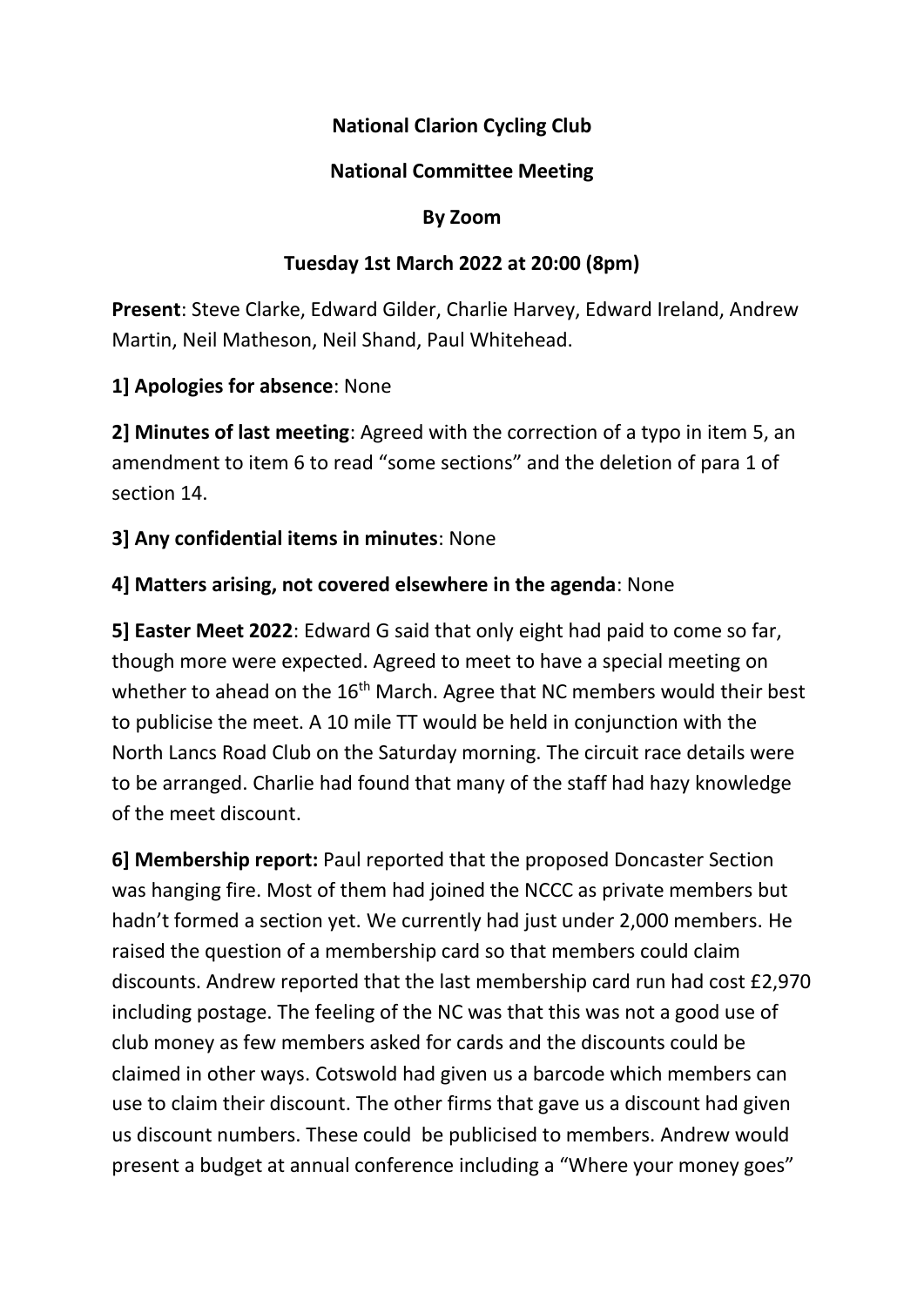**National Clarion Cycling Club**

**National Committee Meeting**

**By Zoom**

**Tuesday 1st March 2022 at 20:00 (8pm)**

**Present**: Steve Clarke, Edward Gilder, Charlie Harvey, Edward Ireland, Andrew Martin, Neil Matheson, Neil Shand, Paul Whitehead.

**1] Apologies for absence**: None

**2] Minutes of last meeting**: Agreed with the correction of a typo in item 5, an amendment to item 6 to read "some sections" and the deletion of para 1 of section 14.

**3] Any confidential items in minutes**: None

**4] Matters arising, not covered elsewhere in the agenda**: None

**5] Easter Meet 2022**: Edward G said that only eight had paid to come so far, though more were expected. Agreed to meet to have a special meeting on whether to ahead on the 16th March. Agree that NC members would their best to publicise the meet. A 10 mile TT would be held in conjunction with the North Lancs Road Club on the Saturday morning. The circuit race details were to be arranged. Charlie had found that many of the staff had hazy knowledge of the meet discount.

**6] Membership report:** Paul reported that the proposed Doncaster Section was hanging fire. Most of them had joined the NCCC as private members but hadn't formed a section yet. We currently had just under 2,000 members. He raised the question of a membership card so that members could claim discounts. Andrew reported that the last membership card run had cost £2,970 including postage. The feeling of the NC was that this was not a good use of club money as few members asked for cards and the discounts could be claimed in other ways. Cotswold had given us a barcode which members can use to claim their discount. The other firms that gave us a discount had given us discount numbers. These could be publicised to members. Andrew would present a budget at annual conference including a "Where your money goes"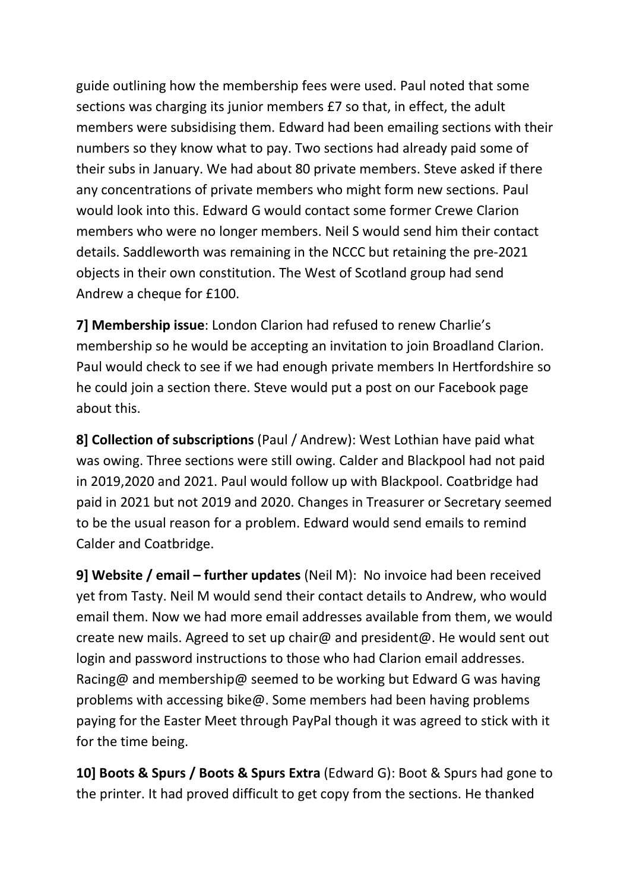guide outlining how the membership fees were used. Paul noted that some sections was charging its junior members £7 so that, in effect, the adult members were subsidising them. Edward had been emailing sections with their numbers so they know what to pay. Two sections had already paid some of their subs in January. We had about 80 private members. Steve asked if there any concentrations of private members who might form new sections. Paul would look into this. Edward G would contact some former Crewe Clarion members who were no longer members. Neil S would send him their contact details. Saddleworth was remaining in the NCCC but retaining the pre-2021 objects in their own constitution. The West of Scotland group had send Andrew a cheque for £100.

**7] Membership issue**: London Clarion had refused to renew Charlie's membership so he would be accepting an invitation to join Broadland Clarion. Paul would check to see if we had enough private members In Hertfordshire so he could join a section there. Steve would put a post on our Facebook page about this.

**8] Collection of subscriptions** (Paul / Andrew): West Lothian have paid what was owing. Three sections were still owing. Calder and Blackpool had not paid in 2019,2020 and 2021. Paul would follow up with Blackpool. Coatbridge had paid in 2021 but not 2019 and 2020. Changes in Treasurer or Secretary seemed to be the usual reason for a problem. Edward would send emails to remind Calder and Coatbridge.

**9] Website / email – further updates** (Neil M): No invoice had been received yet from Tasty. Neil M would send their contact details to Andrew, who would email them. Now we had more email addresses available from them, we would create new mails. Agreed to set up chair@ and president@. He would sent out login and password instructions to those who had Clarion email addresses. Racing@ and membership@ seemed to be working but Edward G was having problems with accessing bike@. Some members had been having problems paying for the Easter Meet through PayPal though it was agreed to stick with it for the time being.

**10] Boots & Spurs / Boots & Spurs Extra** (Edward G): Boot & Spurs had gone to the printer. It had proved difficult to get copy from the sections. He thanked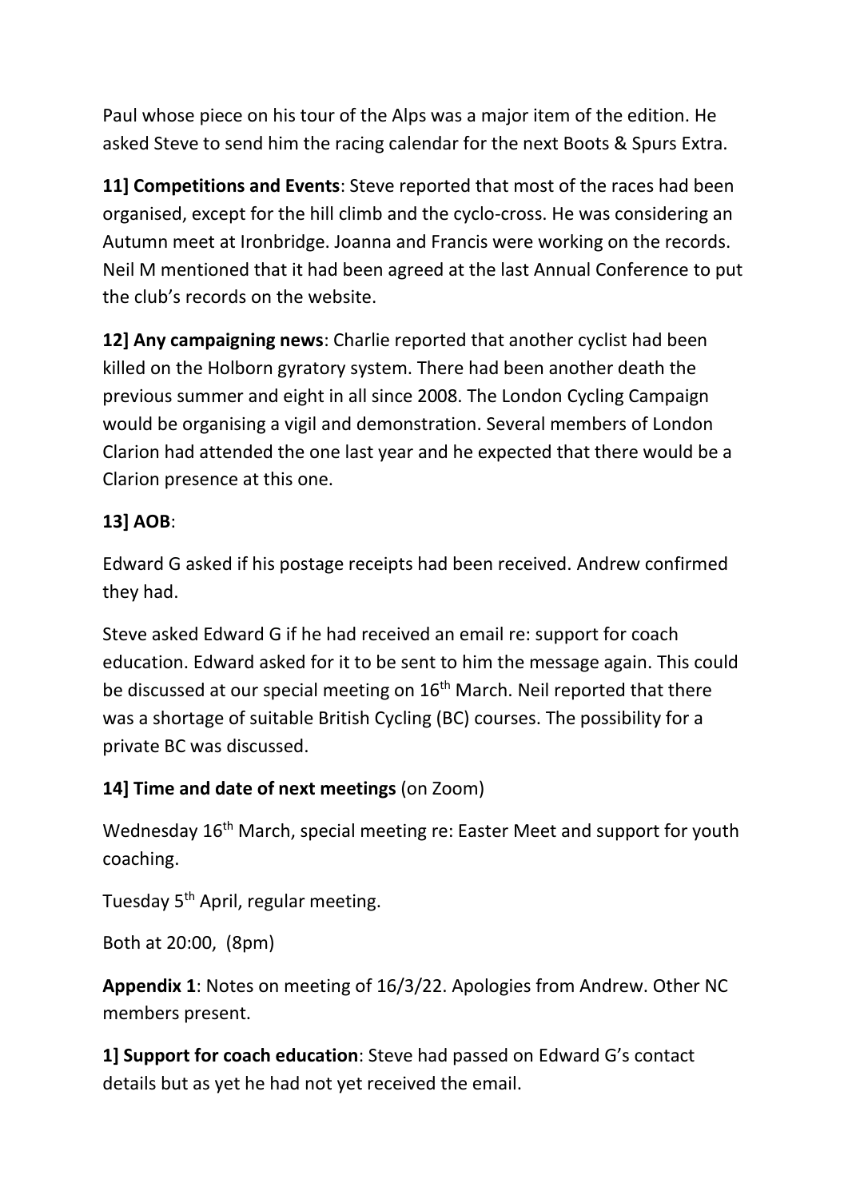Paul whose piece on his tour of the Alps was a major item of the edition. He asked Steve to send him the racing calendar for the next Boots & Spurs Extra.

**11] Competitions and Events**: Steve reported that most of the races had been organised, except for the hill climb and the cyclo-cross. He was considering an Autumn meet at Ironbridge. Joanna and Francis were working on the records. Neil M mentioned that it had been agreed at the last Annual Conference to put the club's records on the website.

**12] Any campaigning news**: Charlie reported that another cyclist had been killed on the Holborn gyratory system. There had been another death the previous summer and eight in all since 2008. The London Cycling Campaign would be organising a vigil and demonstration. Several members of London Clarion had attended the one last year and he expected that there would be a Clarion presence at this one.

**13] AOB**:

Edward G asked if his postage receipts had been received. Andrew confirmed they had.

Steve asked Edward G if he had received an email re: support for coach education. Edward asked for it to be sent to him the message again. This could be discussed at our special meeting on 16th March. Neil reported that there was a shortage of suitable British Cycling (BC) courses. The possibility for a private BC was discussed.

**14] Time and date of next meetings** (on Zoom)

Wednesday 16th March, special meeting re: Easter Meet and support for youth coaching.

Tuesday 5th April, regular meeting.

Both at 20:00, (8pm)

**Appendix 1**: Notes on meeting of 16/3/22. Apologies from Andrew. Other NC members present.

**1] Support for coach education**: Steve had passed on Edward G's contact details but as yet he had not yet received the email.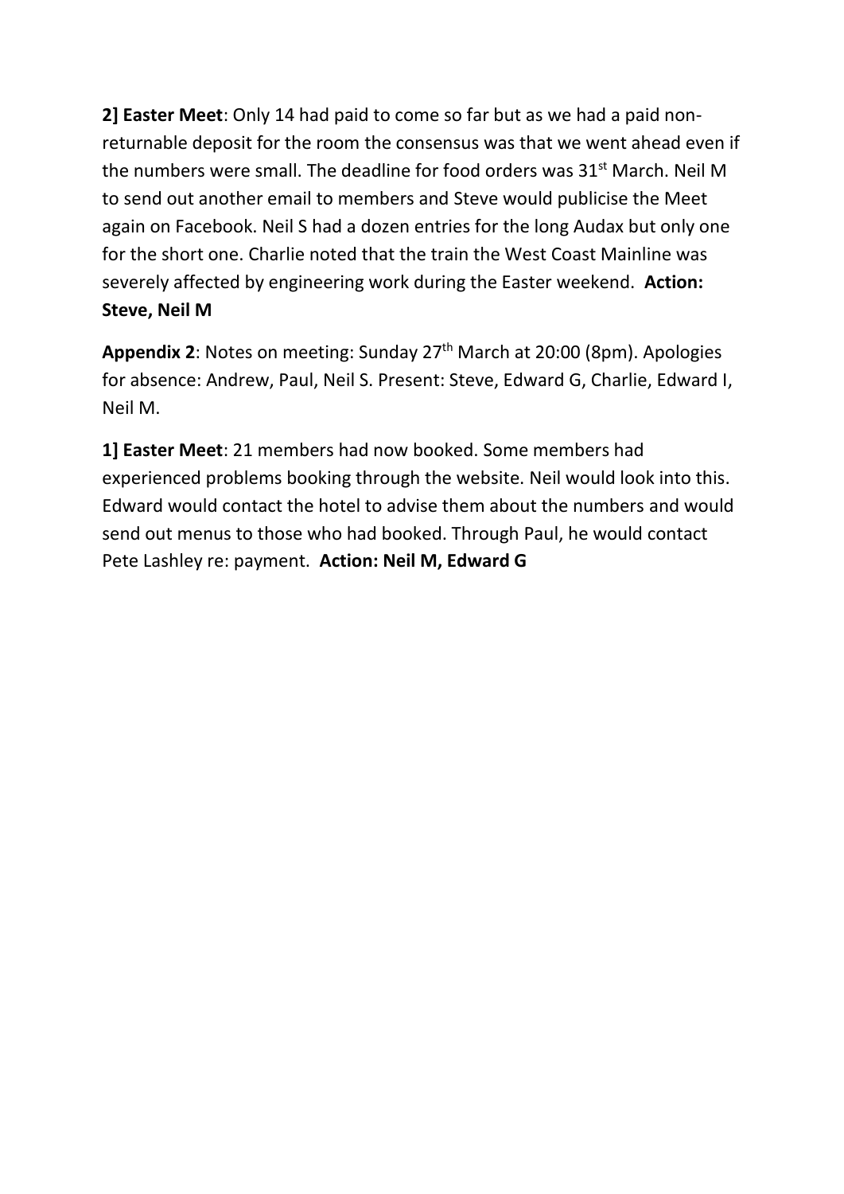**2] Easter Meet**: Only 14 had paid to come so far but as we had a paid non-returnable deposit for the room the consensus was that we went ahead even if the numbers were small. The deadline for food orders was 31st March. Neil M to send out another email to members and Steve would publicise the Meet again on Facebook. Neil S had a dozen entries for the long Audax but only one for the short one. Charlie noted that the train the West Coast Mainline was severely affected by engineering work during the Easter weekend. **Action: Steve, Neil M**

**Appendix 2**: Notes on meeting: Sunday 27th March at 20:00 (8pm). Apologies for absence: Andrew, Paul, Neil S. Present: Steve, Edward G, Charlie, Edward I, Neil M.

**1] Easter Meet**: 21 members had now booked. Some members had experienced problems booking through the website. Neil would look into this. Edward would contact the hotel to advise them about the numbers and would send out menus to those who had booked. Through Paul, he would contact Pete Lashley re: payment. **Action: Neil M, Edward G**